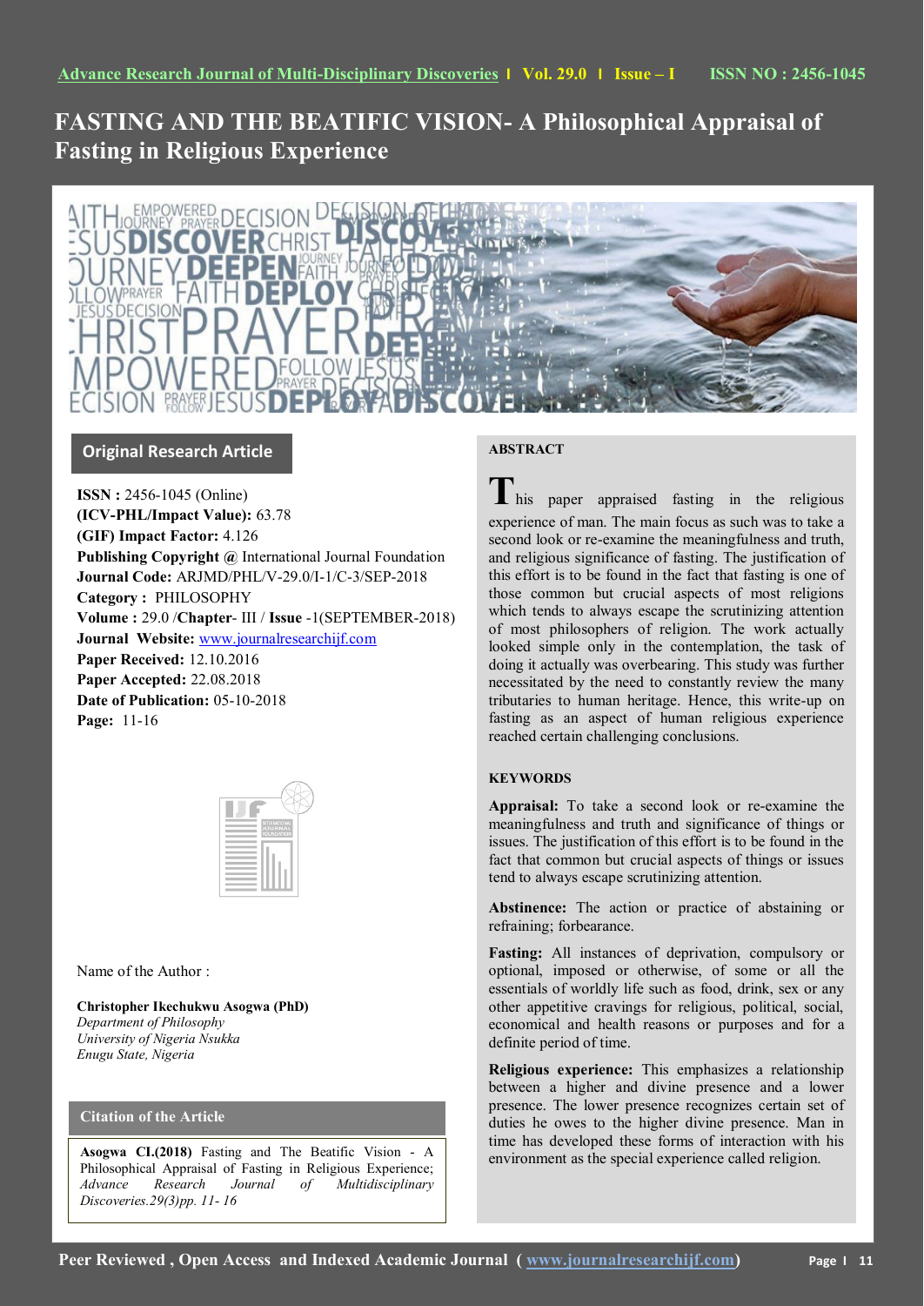# FASTING AND THE BEATIFIC VISION- A Philosophical Appraisal of Fasting in Religious Experience

## Original Research Article

**ISSN :** 2456-1045 (Online)
**(ICV-PHL/Impact Value):** 63.78
**(GIF) Impact Factor:** 4.126
**Publishing Copyright @** International Journal Foundation
**Journal Code:** ARJMD/PHL/V-29.0/I-1/C-3/SEP-2018
**Category :** PHILOSOPHY
**Volume :** 29.0 /**Chapter**- III / **Issue** -1(SEPTEMBER-2018)
**Journal Website:** www.journalresearchijf.com
**Paper Received:** 12.10.2016
**Paper Accepted:** 22.08.2018
**Date of Publication:** 05-10-2018
**Page:** 11-16

Name of the Author :

**Christopher Ikechukwu Asogwa (PhD)**
*Department of Philosophy*
*University of Nigeria Nsukka*
*Enugu State, Nigeria*

### Citation of the Article

**Asogwa CI.(2018)** Fasting and The Beatific Vision - A Philosophical Appraisal of Fasting in Religious Experience; *Advance Research Journal of Multidisciplinary Discoveries.29(3)pp. 11- 16*

## ABSTRACT

This paper appraised fasting in the religious experience of man. The main focus as such was to take a second look or re-examine the meaningfulness and truth, and religious significance of fasting. The justification of this effort is to be found in the fact that fasting is one of those common but crucial aspects of most religions which tends to always escape the scrutinizing attention of most philosophers of religion. The work actually looked simple only in the contemplation, the task of doing it actually was overbearing. This study was further necessitated by the need to constantly review the many tributaries to human heritage. Hence, this write-up on fasting as an aspect of human religious experience reached certain challenging conclusions.

## KEYWORDS

**Appraisal:** To take a second look or re-examine the meaningfulness and truth and significance of things or issues. The justification of this effort is to be found in the fact that common but crucial aspects of things or issues tend to always escape scrutinizing attention.

**Abstinence:** The action or practice of abstaining or refraining; forbearance.

**Fasting:** All instances of deprivation, compulsory or optional, imposed or otherwise, of some or all the essentials of worldly life such as food, drink, sex or any other appetitive cravings for religious, political, social, economical and health reasons or purposes and for a definite period of time.

**Religious experience:** This emphasizes a relationship between a higher and divine presence and a lower presence. The lower presence recognizes certain set of duties he owes to the higher divine presence. Man in time has developed these forms of interaction with his environment as the special experience called religion.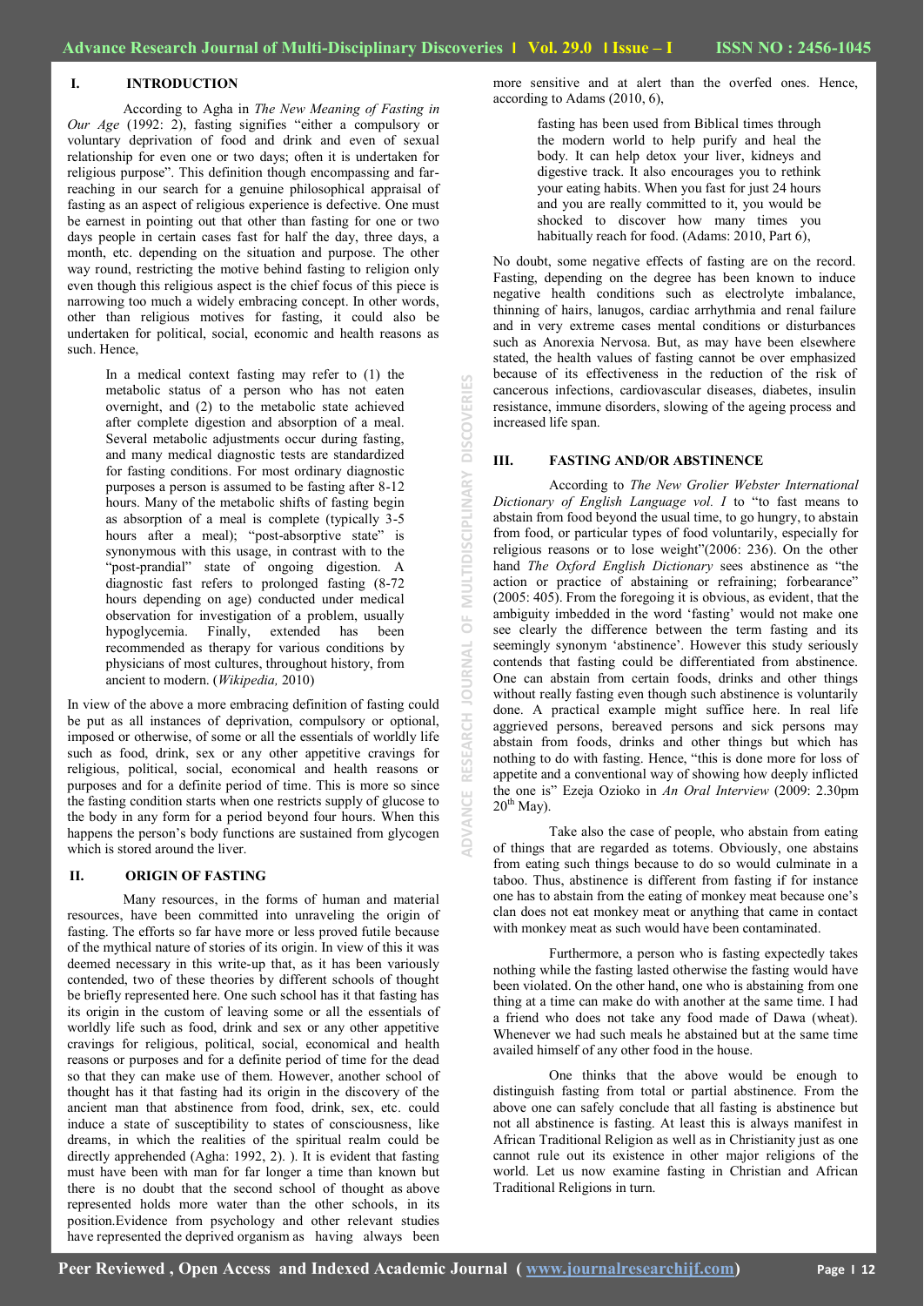## I. INTRODUCTION

According to Agha in *The New Meaning of Fasting in Our Age* (1992: 2), fasting signifies "either a compulsory or voluntary deprivation of food and drink and even of sexual relationship for even one or two days; often it is undertaken for religious purpose". This definition though encompassing and far-reaching in our search for a genuine philosophical appraisal of fasting as an aspect of religious experience is defective. One must be earnest in pointing out that other than fasting for one or two days people in certain cases fast for half the day, three days, a month, etc. depending on the situation and purpose. The other way round, restricting the motive behind fasting to religion only even though this religious aspect is the chief focus of this piece is narrowing too much a widely embracing concept. In other words, other than religious motives for fasting, it could also be undertaken for political, social, economic and health reasons as such. Hence,

> In a medical context fasting may refer to (1) the metabolic status of a person who has not eaten overnight, and (2) to the metabolic state achieved after complete digestion and absorption of a meal. Several metabolic adjustments occur during fasting, and many medical diagnostic tests are standardized for fasting conditions. For most ordinary diagnostic purposes a person is assumed to be fasting after 8-12 hours. Many of the metabolic shifts of fasting begin as absorption of a meal is complete (typically 3-5 hours after a meal); "post-absorptive state" is synonymous with this usage, in contrast with to the "post-prandial" state of ongoing digestion. A diagnostic fast refers to prolonged fasting (8-72 hours depending on age) conducted under medical observation for investigation of a problem, usually hypoglycemia. Finally, extended has been recommended as therapy for various conditions by physicians of most cultures, throughout history, from ancient to modern. (*Wikipedia,* 2010)

In view of the above a more embracing definition of fasting could be put as all instances of deprivation, compulsory or optional, imposed or otherwise, of some or all the essentials of worldly life such as food, drink, sex or any other appetitive cravings for religious, political, social, economical and health reasons or purposes and for a definite period of time. This is more so since the fasting condition starts when one restricts supply of glucose to the body in any form for a period beyond four hours. When this happens the person's body functions are sustained from glycogen which is stored around the liver.

## II. ORIGIN OF FASTING

Many resources, in the forms of human and material resources, have been committed into unraveling the origin of fasting. The efforts so far have more or less proved futile because of the mythical nature of stories of its origin. In view of this it was deemed necessary in this write-up that, as it has been variously contended, two of these theories by different schools of thought be briefly represented here. One such school has it that fasting has its origin in the custom of leaving some or all the essentials of worldly life such as food, drink and sex or any other appetitive cravings for religious, political, social, economical and health reasons or purposes and for a definite period of time for the dead so that they can make use of them. However, another school of thought has it that fasting had its origin in the discovery of the ancient man that abstinence from food, drink, sex, etc. could induce a state of susceptibility to states of consciousness, like dreams, in which the realities of the spiritual realm could be directly apprehended (Agha: 1992, 2). ). It is evident that fasting must have been with man for far longer a time than known but there is no doubt that the second school of thought as above represented holds more water than the other schools, in its position.Evidence from psychology and other relevant studies have represented the deprived organism as having always been more sensitive and at alert than the overfed ones. Hence, according to Adams (2010, 6),

> fasting has been used from Biblical times through the modern world to help purify and heal the body. It can help detox your liver, kidneys and digestive track. It also encourages you to rethink your eating habits. When you fast for just 24 hours and you are really committed to it, you would be shocked to discover how many times you habitually reach for food. (Adams: 2010, Part 6),

No doubt, some negative effects of fasting are on the record. Fasting, depending on the degree has been known to induce negative health conditions such as electrolyte imbalance, thinning of hairs, lanugos, cardiac arrhythmia and renal failure and in very extreme cases mental conditions or disturbances such as Anorexia Nervosa. But, as may have been elsewhere stated, the health values of fasting cannot be over emphasized because of its effectiveness in the reduction of the risk of cancerous infections, cardiovascular diseases, diabetes, insulin resistance, immune disorders, slowing of the ageing process and increased life span.

## III. FASTING AND/OR ABSTINENCE

According to *The New Grolier Webster International Dictionary of English Language vol. I* to "to fast means to abstain from food beyond the usual time, to go hungry, to abstain from food, or particular types of food voluntarily, especially for religious reasons or to lose weight"(2006: 236). On the other hand *The Oxford English Dictionary* sees abstinence as "the action or practice of abstaining or refraining; forbearance" (2005: 405). From the foregoing it is obvious, as evident, that the ambiguity imbedded in the word 'fasting' would not make one see clearly the difference between the term fasting and its seemingly synonym 'abstinence'. However this study seriously contends that fasting could be differentiated from abstinence. One can abstain from certain foods, drinks and other things without really fasting even though such abstinence is voluntarily done. A practical example might suffice here. In real life aggrieved persons, bereaved persons and sick persons may abstain from foods, drinks and other things but which has nothing to do with fasting. Hence, "this is done more for loss of appetite and a conventional way of showing how deeply inflicted the one is" Ezeja Ozioko in *An Oral Interview* (2009: 2.30pm 20th May).

Take also the case of people, who abstain from eating of things that are regarded as totems. Obviously, one abstains from eating such things because to do so would culminate in a taboo. Thus, abstinence is different from fasting if for instance one has to abstain from the eating of monkey meat because one's clan does not eat monkey meat or anything that came in contact with monkey meat as such would have been contaminated.

Furthermore, a person who is fasting expectedly takes nothing while the fasting lasted otherwise the fasting would have been violated. On the other hand, one who is abstaining from one thing at a time can make do with another at the same time. I had a friend who does not take any food made of Dawa (wheat). Whenever we had such meals he abstained but at the same time availed himself of any other food in the house.

One thinks that the above would be enough to distinguish fasting from total or partial abstinence. From the above one can safely conclude that all fasting is abstinence but not all abstinence is fasting. At least this is always manifest in African Traditional Religion as well as in Christianity just as one cannot rule out its existence in other major religions of the world. Let us now examine fasting in Christian and African Traditional Religions in turn.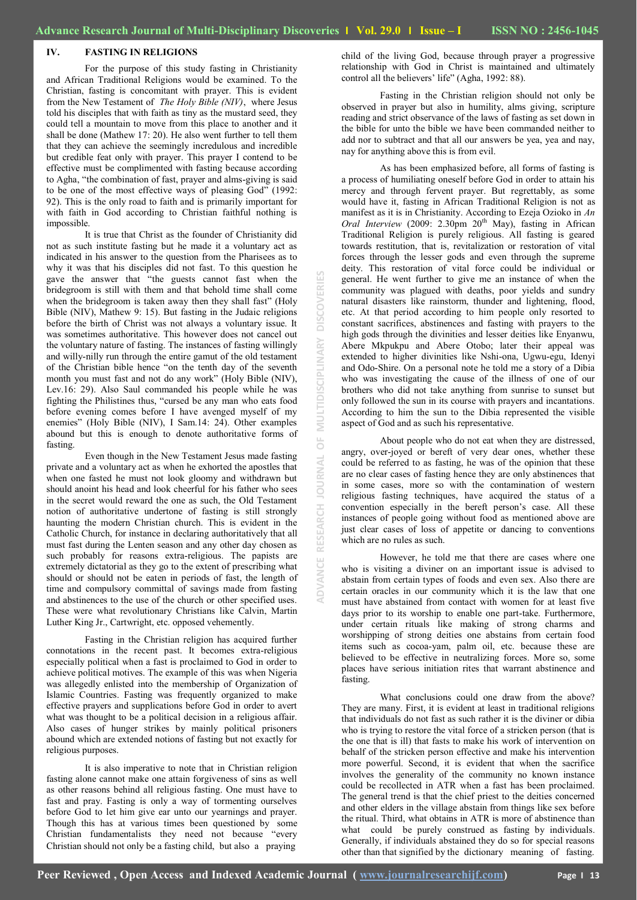## IV. FASTING IN RELIGIONS

For the purpose of this study fasting in Christianity and African Traditional Religions would be examined. To the Christian, fasting is concomitant with prayer. This is evident from the New Testament of *The Holy Bible (NIV)*, where Jesus told his disciples that with faith as tiny as the mustard seed, they could tell a mountain to move from this place to another and it shall be done (Mathew 17: 20). He also went further to tell them that they can achieve the seemingly incredulous and incredible but credible feat only with prayer. This prayer I contend to be effective must be complimented with fasting because according to Agha, "the combination of fast, prayer and alms-giving is said to be one of the most effective ways of pleasing God" (1992: 92). This is the only road to faith and is primarily important for with faith in God according to Christian faithful nothing is impossible.

It is true that Christ as the founder of Christianity did not as such institute fasting but he made it a voluntary act as indicated in his answer to the question from the Pharisees as to why it was that his disciples did not fast. To this question he gave the answer that "the guests cannot fast when the bridegroom is still with them and that behold time shall come when the bridegroom is taken away then they shall fast" (Holy Bible (NIV), Mathew 9: 15). But fasting in the Judaic religions before the birth of Christ was not always a voluntary issue. It was sometimes authoritative. This however does not cancel out the voluntary nature of fasting. The instances of fasting willingly and willy-nilly run through the entire gamut of the old testament of the Christian bible hence "on the tenth day of the seventh month you must fast and not do any work" (Holy Bible (NIV), Lev.16: 29). Also Saul commanded his people while he was fighting the Philistines thus, "cursed be any man who eats food before evening comes before I have avenged myself of my enemies" (Holy Bible (NIV), I Sam.14: 24). Other examples abound but this is enough to denote authoritative forms of fasting.

Even though in the New Testament Jesus made fasting private and a voluntary act as when he exhorted the apostles that when one fasted he must not look gloomy and withdrawn but should anoint his head and look cheerful for his father who sees in the secret would reward the one as such, the Old Testament notion of authoritative undertone of fasting is still strongly haunting the modern Christian church. This is evident in the Catholic Church, for instance in declaring authoritatively that all must fast during the Lenten season and any other day chosen as such probably for reasons extra-religious. The papists are extremely dictatorial as they go to the extent of prescribing what should or should not be eaten in periods of fast, the length of time and compulsory committal of savings made from fasting and abstinences to the use of the church or other specified uses. These were what revolutionary Christians like Calvin, Martin Luther King Jr., Cartwright, etc. opposed vehemently.

Fasting in the Christian religion has acquired further connotations in the recent past. It becomes extra-religious especially political when a fast is proclaimed to God in order to achieve political motives. The example of this was when Nigeria was allegedly enlisted into the membership of Organization of Islamic Countries. Fasting was frequently organized to make effective prayers and supplications before God in order to avert what was thought to be a political decision in a religious affair. Also cases of hunger strikes by mainly political prisoners abound which are extended notions of fasting but not exactly for religious purposes.

It is also imperative to note that in Christian religion fasting alone cannot make one attain forgiveness of sins as well as other reasons behind all religious fasting. One must have to fast and pray. Fasting is only a way of tormenting ourselves before God to let him give ear unto our yearnings and prayer. Though this has at various times been questioned by some Christian fundamentalists they need not because "every Christian should not only be a fasting child, but also a praying child of the living God, because through prayer a progressive relationship with God in Christ is maintained and ultimately control all the believers' life" (Agha, 1992: 88).

Fasting in the Christian religion should not only be observed in prayer but also in humility, alms giving, scripture reading and strict observance of the laws of fasting as set down in the bible for unto the bible we have been commanded neither to add nor to subtract and that all our answers be yea, yea and nay, nay for anything above this is from evil.

As has been emphasized before, all forms of fasting is a process of humiliating oneself before God in order to attain his mercy and through fervent prayer. But regrettably, as some would have it, fasting in African Traditional Religion is not as manifest as it is in Christianity. According to Ezeja Ozioko in *An Oral Interview* (2009: 2.30pm 20th May), fasting in African Traditional Religion is purely religious. All fasting is geared towards restitution, that is, revitalization or restoration of vital forces through the lesser gods and even through the supreme deity. This restoration of vital force could be individual or general. He went further to give me an instance of when the community was plagued with deaths, poor yields and sundry natural disasters like rainstorm, thunder and lightening, flood, etc. At that period according to him people only resorted to constant sacrifices, abstinences and fasting with prayers to the high gods through the divinities and lesser deities like Enyanwu, Abere Mkpukpu and Abere Otobo; later their appeal was extended to higher divinities like Nshi-ona, Ugwu-egu, Idenyi and Odo-Shire. On a personal note he told me a story of a Dibia who was investigating the cause of the illness of one of our brothers who did not take anything from sunrise to sunset but only followed the sun in its course with prayers and incantations. According to him the sun to the Dibia represented the visible aspect of God and as such his representative.

About people who do not eat when they are distressed, angry, over-joyed or bereft of very dear ones, whether these could be referred to as fasting, he was of the opinion that these are no clear cases of fasting hence they are only abstinences that in some cases, more so with the contamination of western religious fasting techniques, have acquired the status of a convention especially in the bereft person's case. All these instances of people going without food as mentioned above are just clear cases of loss of appetite or dancing to conventions which are no rules as such.

However, he told me that there are cases where one who is visiting a diviner on an important issue is advised to abstain from certain types of foods and even sex. Also there are certain oracles in our community which it is the law that one must have abstained from contact with women for at least five days prior to its worship to enable one part-take. Furthermore, under certain rituals like making of strong charms and worshipping of strong deities one abstains from certain food items such as cocoa-yam, palm oil, etc. because these are believed to be effective in neutralizing forces. More so, some places have serious initiation rites that warrant abstinence and fasting.

What conclusions could one draw from the above? They are many. First, it is evident at least in traditional religions that individuals do not fast as such rather it is the diviner or dibia who is trying to restore the vital force of a stricken person (that is the one that is ill) that fasts to make his work of intervention on behalf of the stricken person effective and make his intervention more powerful. Second, it is evident that when the sacrifice involves the generality of the community no known instance could be recollected in ATR when a fast has been proclaimed. The general trend is that the chief priest to the deities concerned and other elders in the village abstain from things like sex before the ritual. Third, what obtains in ATR is more of abstinence than what could be purely construed as fasting by individuals. Generally, if individuals abstained they do so for special reasons other than that signified by the dictionary meaning of fasting.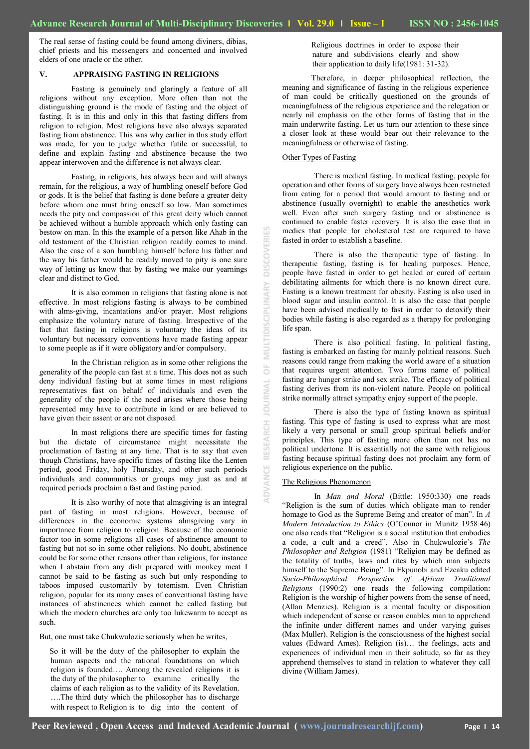The real sense of fasting could be found among diviners, dibias, chief priests and his messengers and concerned and involved elders of one oracle or the other.

## V. APPRAISING FASTING IN RELIGIONS

Fasting is genuinely and glaringly a feature of all religions without any exception. More often than not the distinguishing ground is the mode of fasting and the object of fasting. It is in this and only in this that fasting differs from religion to religion. Most religions have also always separated fasting from abstinence. This was why earlier in this study effort was made, for you to judge whether futile or successful, to define and explain fasting and abstinence because the two appear interwoven and the difference is not always clear.

Fasting, in religions, has always been and will always remain, for the religious, a way of humbling oneself before God or gods. It is the belief that fasting is done before a greater deity before whom one must bring oneself so low. Man sometimes needs the pity and compassion of this great deity which cannot be achieved without a humble approach which only fasting can bestow on man. In this the example of a person like Ahab in the old testament of the Christian religion readily comes to mind. Also the case of a son humbling himself before his father and the way his father would be readily moved to pity is one sure way of letting us know that by fasting we make our yearnings clear and distinct to God.

It is also common in religions that fasting alone is not effective. In most religions fasting is always to be combined with alms-giving, incantations and/or prayer. Most religions emphasize the voluntary nature of fasting. Irrespective of the fact that fasting in religions is voluntary the ideas of its voluntary but necessary conventions have made fasting appear to some people as if it were obligatory and/or compulsory.

In the Christian religion as in some other religions the generality of the people can fast at a time. This does not as such deny individual fasting but at some times in most religions representatives fast on behalf of individuals and even the generality of the people if the need arises where those being represented may have to contribute in kind or are believed to have given their assent or are not disposed.

In most religions there are specific times for fasting but the dictate of circumstance might necessitate the proclamation of fasting at any time. That is to say that even though Christians, have specific times of fasting like the Lenten period, good Friday, holy Thursday, and other such periods individuals and communities or groups may just as and at required periods proclaim a fast and fasting period.

It is also worthy of note that almsgiving is an integral part of fasting in most religions. However, because of differences in the economic systems almsgiving vary in importance from religion to religion. Because of the economic factor too in some religions all cases of abstinence amount to fasting but not so in some other religions. No doubt, abstinence could be for some other reasons other than religious, for instance when I abstain from any dish prepared with monkey meat I cannot be said to be fasting as such but only responding to taboos imposed customarily by totemism. Even Christian religion, popular for its many cases of conventional fasting have instances of abstinences which cannot be called fasting but which the modern churches are only too lukewarm to accept as such.

But, one must take Chukwulozie seriously when he writes,

> So it will be the duty of the philosopher to explain the human aspects and the rational foundations on which religion is founded…. Among the revealed religions it is the duty of the philosopher to examine critically the claims of each religion as to the validity of its Revelation. ….The third duty which the philosopher has to discharge with respect to Religion is to dig into the content of Religious doctrines in order to expose their nature and subdivisions clearly and show their application to daily life(1981: 31-32).

Therefore, in deeper philosophical reflection, the meaning and significance of fasting in the religious experience of man could be critically questioned on the grounds of meaningfulness of the religious experience and the relegation or nearly nil emphasis on the other forms of fasting that in the main underwrite fasting. Let us turn our attention to these since a closer look at these would bear out their relevance to the meaningfulness or otherwise of fasting.

### Other Types of Fasting

There is medical fasting. In medical fasting, people for operation and other forms of surgery have always been restricted from eating for a period that would amount to fasting and or abstinence (usually overnight) to enable the anesthetics work well. Even after such surgery fasting and or abstinence is continued to enable faster recovery. It is also the case that in medics that people for cholesterol test are required to have fasted in order to establish a baseline.

There is also the therapeutic type of fasting. In therapeutic fasting, fasting is for healing purposes. Hence, people have fasted in order to get healed or cured of certain debilitating ailments for which there is no known direct cure. Fasting is a known treatment for obesity. Fasting is also used in blood sugar and insulin control. It is also the case that people have been advised medically to fast in order to detoxify their bodies while fasting is also regarded as a therapy for prolonging life span.

There is also political fasting. In political fasting, fasting is embarked on fasting for mainly political reasons. Such reasons could range from making the world aware of a situation that requires urgent attention. Two forms name of political fasting are hunger strike and sex strike. The efficacy of political fasting derives from its non-violent nature. People on political strike normally attract sympathy enjoy support of the people.

There is also the type of fasting known as spiritual fasting. This type of fasting is used to express what are most likely a very personal or small group spiritual beliefs and/or principles. This type of fasting more often than not has no political undertone. It is essentially not the same with religious fasting because spiritual fasting does not proclaim any form of religious experience on the public.

### The Religious Phenomenon

In *Man and Moral* (Bittle: 1950:330) one reads "Religion is the sum of duties which obligate man to render homage to God as the Supreme Being and creator of man". In *A Modern Introduction to Ethics* (O'Connor in Munitz 1958:46) one also reads that "Religion is a social institution that embodies a code, a cult and a creed". Also in Chukwulozie's *The Philosopher and Religion* (1981) "Religion may be defined as the totality of truths, laws and rites by which man subjects himself to the Supreme Being". In Ekpunobi and Ezeaku edited *Socio-Philosophical Perspective of African Traditional Religions* (1990:2) one reads the following compilation: Religion is the worship of higher powers from the sense of need, (Allan Menzies). Religion is a mental faculty or disposition which independent of sense or reason enables man to apprehend the infinite under different names and under varying guises (Max Muller). Religion is the consciousness of the highest social values (Edward Ames). Religion (is)… the feelings, acts and experiences of individual men in their solitude, so far as they apprehend themselves to stand in relation to whatever they call divine (William James).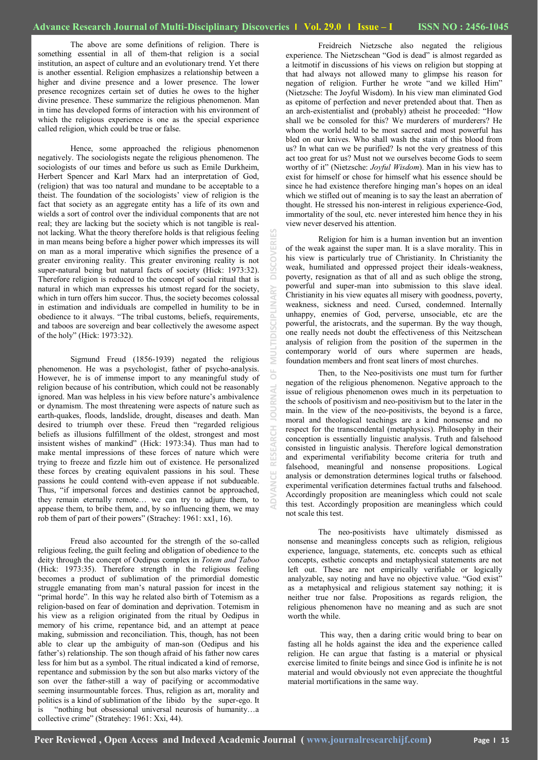The above are some definitions of religion. There is something essential in all of them-that religion is a social institution, an aspect of culture and an evolutionary trend. Yet there is another essential. Religion emphasizes a relationship between a higher and divine presence and a lower presence. The lower presence recognizes certain set of duties he owes to the higher divine presence. These summarize the religious phenomenon. Man in time has developed forms of interaction with his environment of which the religious experience is one as the special experience called religion, which could be true or false.

Hence, some approached the religious phenomenon negatively. The sociologists negate the religious phenomenon. The sociologists of our times and before us such as Emile Durkheim, Herbert Spencer and Karl Marx had an interpretation of God, (religion) that was too natural and mundane to be acceptable to a theist. The foundation of the sociologists' view of religion is the fact that society as an aggregate entity has a life of its own and wields a sort of control over the individual components that are not real; they are lacking but the society which is not tangible is real-not lacking. What the theory therefore holds is that religious feeling in man means being before a higher power which impresses its will on man as a moral imperative which signifies the presence of a greater environing reality. This greater environing reality is not super-natural being but natural facts of society (Hick: 1973:32). Therefore religion is reduced to the concept of social ritual that is natural in which man expresses his utmost regard for the society, which in turn offers him succor. Thus, the society becomes colossal in estimation and individuals are compelled in humility to be in obedience to it always. "The tribal customs, beliefs, requirements, and taboos are sovereign and bear collectively the awesome aspect of the holy" (Hick: 1973:32).

Sigmund Freud (1856-1939) negated the religious phenomenon. He was a psychologist, father of psycho-analysis. However, he is of immense import to any meaningful study of religion because of his contribution, which could not be reasonably ignored. Man was helpless in his view before nature's ambivalence or dynamism. The most threatening were aspects of nature such as earth-quakes, floods, landslide, drought, diseases and death. Man desired to triumph over these. Freud then "regarded religious beliefs as illusions fulfillment of the oldest, strongest and most insistent wishes of mankind" (Hick: 1973:34). Thus man had to make mental impressions of these forces of nature which were trying to freeze and fizzle him out of existence. He personalized these forces by creating equivalent passions in his soul. These passions he could contend with-even appease if not subdueable. Thus, "if impersonal forces and destinies cannot be approached, they remain eternally remote… we can try to adjure them, to appease them, to bribe them, and, by so influencing them, we may rob them of part of their powers" (Strachey: 1961: xx1, 16).

Freud also accounted for the strength of the so-called religious feeling, the guilt feeling and obligation of obedience to the deity through the concept of Oedipus complex in *Totem and Taboo* (Hick: 1973:35). Therefore strength in the religious feeling becomes a product of sublimation of the primordial domestic struggle emanating from man's natural passion for incest in the "primal horde". In this way he related also birth of Totemism as a religion-based on fear of domination and deprivation. Totemism in his view as a religion originated from the ritual by Oedipus in memory of his crime, repentance bid, and an attempt at peace making, submission and reconciliation. This, though, has not been able to clear up the ambiguity of man-son (Oedipus and his father's) relationship. The son though afraid of his father now cares less for him but as a symbol. The ritual indicated a kind of remorse, repentance and submission by the son but also marks victory of the son over the father-still a way of pacifying or accommodative seeming insurmountable forces. Thus, religion as art, morality and politics is a kind of sublimation of the libido by the super-ego. It is "nothing but obsessional universal neurosis of humanity…a collective crime" (Stratehey: 1961: Xxi, 44).

Freidreich Nietzsche also negated the religious experience. The Nietzschean "God is dead" is almost regarded as a leitmotif in discussions of his views on religion but stopping at that had always not allowed many to glimpse his reason for negation of religion. Further he wrote "and we killed Him" (Nietzsche: The Joyful Wisdom). In his view man eliminated God as epitome of perfection and never pretended about that. Then as an arch-existentialist and (probably) atheist he proceeded: "How shall we be consoled for this? We murderers of murderers? He whom the world held to be most sacred and most powerful has bled on our knives. Who shall wash the stain of this blood from us? In what can we be purified? Is not the very greatness of this act too great for us? Must not we ourselves become Gods to seem worthy of it" (Nietzsche: *Joyful Wisdom*). Man in his view has to exist for himself or chose for himself what his essence should be since he had existence therefore hinging man's hopes on an ideal which we stifled out of meaning is to say the least an aberration of thought. He stressed his non-interest in religious experience-God, immortality of the soul, etc. never interested him hence they in his view never deserved his attention.

Religion for him is a human invention but an invention of the weak against the super man. It is a slave morality. This in his view is particularly true of Christianity. In Christianity the weak, humiliated and oppressed project their ideals-weakness, poverty, resignation as that of all and as such oblige the strong, powerful and super-man into submission to this slave ideal. Christianity in his view equates all misery with goodness, poverty, weakness, sickness and need. Cursed, condemned. Internally unhappy, enemies of God, perverse, unsociable, etc are the powerful, the aristocrats, and the superman. By the way though, one really needs not doubt the effectiveness of this Neitzschean analysis of religion from the position of the supermen in the contemporary world of ours where supermen are heads, foundation members and front seat liners of most churches.

Then, to the Neo-positivists one must turn for further negation of the religious phenomenon. Negative approach to the issue of religious phenomenon owes much in its perpetuation to the schools of positivism and neo-positivism but to the later in the main. In the view of the neo-positivists, the beyond is a farce, moral and theological teachings are a kind nonsense and no respect for the transcendental (metaphysics). Philosophy in their conception is essentially linguistic analysis. Truth and falsehood consisted in linguistic analysis. Therefore logical demonstration and experimental verifiability become criteria for truth and falsehood, meaningful and nonsense propositions. Logical analysis or demonstration determines logical truths or falsehood. Experimental verification determines factual truths and falsehood. Accordingly proposition are meaningless which could not scale this test. Accordingly proposition are meaningless which could not scale this test.

The neo-positivists have ultimately dismissed as nonsense and meaningless concepts such as religion, religious experience, language, statements, etc. concepts such as ethical concepts, esthetic concepts and metaphysical statements are not left out. These are not empirically verifiable or logically analyzable, say noting and have no objective value. "God exist" as a metaphysical and religious statement say nothing; it is neither true nor false. Propositions as regards religion, the religious phenomenon have no meaning and as such are snot worth the while.

This way, then a daring critic would bring to bear on fasting all he holds against the idea and the experience called religion. He can argue that fasting is a material or physical exercise limited to finite beings and since God is infinite he is not material and would obviously not even appreciate the thoughtful material mortifications in the same way.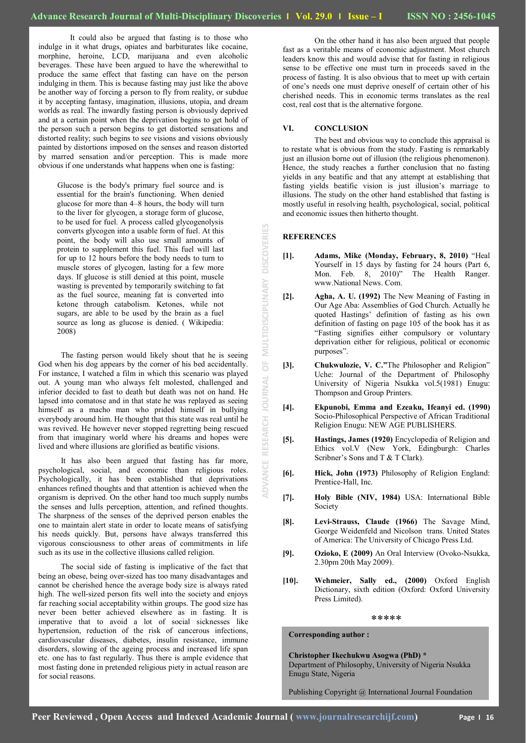It could also be argued that fasting is to those who indulge in it what drugs, opiates and barbiturates like cocaine, morphine, heroine, LCD, marijuana and even alcoholic beverages. These have been argued to have the wherewithal to produce the same effect that fasting can have on the person indulging in them. This is because fasting may just like the above be another way of forcing a person to fly from reality, or subdue it by accepting fantasy, imagination, illusions, utopia, and dream worlds as real. The inwardly fasting person is obviously deprived and at a certain point when the deprivation begins to get hold of the person such a person begins to get distorted sensations and distorted reality; such begins to see visions and visions obviously painted by distortions imposed on the senses and reason distorted by marred sensation and/or perception. This is made more obvious if one understands what happens when one is fasting:

> Glucose is the body's primary fuel source and is essential for the brain's functioning. When denied glucose for more than 4–8 hours, the body will turn to the liver for glycogen, a storage form of glucose, to be used for fuel. A process called glycogenolysis converts glycogen into a usable form of fuel. At this point, the body will also use small amounts of protein to supplement this fuel. This fuel will last for up to 12 hours before the body needs to turn to muscle stores of glycogen, lasting for a few more days. If glucose is still denied at this point, muscle wasting is prevented by temporarily switching to fat as the fuel source, meaning fat is converted into ketone through catabolism. Ketones, while not sugars, are able to be used by the brain as a fuel source as long as glucose is denied. ( Wikipedia: 2008)

The fasting person would likely shout that he is seeing God when his dog appears by the corner of his bed accidentally. For instance, I watched a film in which this scenario was played out. A young man who always felt molested, challenged and inferior decided to fast to death but death was not on hand. He lapsed into comatose and in that state he was replayed as seeing himself as a macho man who prided himself in bullying everybody around him. He thought that this state was real until he was revived. He however never stopped regretting being rescued from that imaginary world where his dreams and hopes were lived and where illusions are glorified as beatific visions.

It has also been argued that fasting has far more, psychological, social, and economic than religious roles. Psychologically, it has been established that deprivations enhances refined thoughts and that attention is achieved when the organism is deprived. On the other hand too much supply numbs the senses and lulls perception, attention, and refined thoughts. The sharpness of the senses of the deprived person enables the one to maintain alert state in order to locate means of satisfying his needs quickly. But, persons have always transferred this vigorous consciousness to other areas of commitments in life such as its use in the collective illusions called religion.

The social side of fasting is implicative of the fact that being an obese, being over-sized has too many disadvantages and cannot be cherished hence the average body size is always rated high. The well-sized person fits well into the society and enjoys far reaching social acceptability within groups. The good size has never been better achieved elsewhere as in fasting. It is imperative that to avoid a lot of social sicknesses like hypertension, reduction of the risk of cancerous infections, cardiovascular diseases, diabetes, insulin resistance, immune disorders, slowing of the ageing process and increased life span etc. one has to fast regularly. Thus there is ample evidence that most fasting done in pretended religious piety in actual reason are for social reasons.

On the other hand it has also been argued that people fast as a veritable means of economic adjustment. Most church leaders know this and would advise that for fasting in religious sense to be effective one must turn in proceeds saved in the process of fasting. It is also obvious that to meet up with certain of one's needs one must deprive oneself of certain other of his cherished needs. This in economic terms translates as the real cost, real cost that is the alternative forgone.

## VI. CONCLUSION

The best and obvious way to conclude this appraisal is to restate what is obvious from the study. Fasting is remarkably just an illusion borne out of illusion (the religious phenomenon). Hence, the study reaches a further conclusion that no fasting yields in any beatific and that any attempt at establishing that fasting yields beatific vision is just illusion's marriage to illusions. The study on the other hand established that fasting is mostly useful in resolving health, psychological, social, political and economic issues then hitherto thought.

## REFERENCES

[1]. **Adams, Mike (Monday, February, 8, 2010)** "Heal Yourself in 15 days by fasting for 24 hours (Part 6, Mon. Feb. 8, 2010)" The Health Ranger. www.National News. Com.

[2]. **Agha, A. U. (1992)** The New Meaning of Fasting in Our Age Aba: Assemblies of God Church. Actually he quoted Hastings' definition of fasting as his own definition of fasting on page 105 of the book has it as "Fasting signifies either compulsory or voluntary deprivation either for religious, political or economic purposes".

[3]. **Chukwulozie, V. C."**The Philosopher and Religion" Uche: Journal of the Department of Philosophy University of Nigeria Nsukka vol.5(1981) Enugu: Thompson and Group Printers.

[4]. **Ekpunobi, Emma and Ezeaku, Ifeanyi ed. (1990)** Socio-Philosophical Perspective of African Traditional Religion Enugu: NEW AGE PUBLISHERS.

[5]. **Hastings, James (1920)** Encyclopedia of Religion and Ethics vol.V (New York, Edingburgh: Charles Scribner's Sons and T & T Clark).

[6]. **Hick, John (1973)** Philosophy of Religion England: Prentice-Hall, Inc.

[7]. **Holy Bible (NIV, 1984)** USA: International Bible Society

[8]. **Levi-Strauss, Claude (1966)** The Savage Mind, George Weidenfeld and Nicolson trans. United States of America: The University of Chicago Press Ltd.

[9]. **Ozioko, E (2009)** An Oral Interview (Ovoko-Nsukka, 2.30pm 20th May 2009).

[10]. **Wehmeier, Sally ed., (2000)** Oxford English Dictionary, sixth edition (Oxford: Oxford University Press Limited).

*****

**Corresponding author :**

**Christopher Ikechukwu Asogwa (PhD) ***
Department of Philosophy, University of Nigeria Nsukka Enugu State, Nigeria

Publishing Copyright @ International Journal Foundation